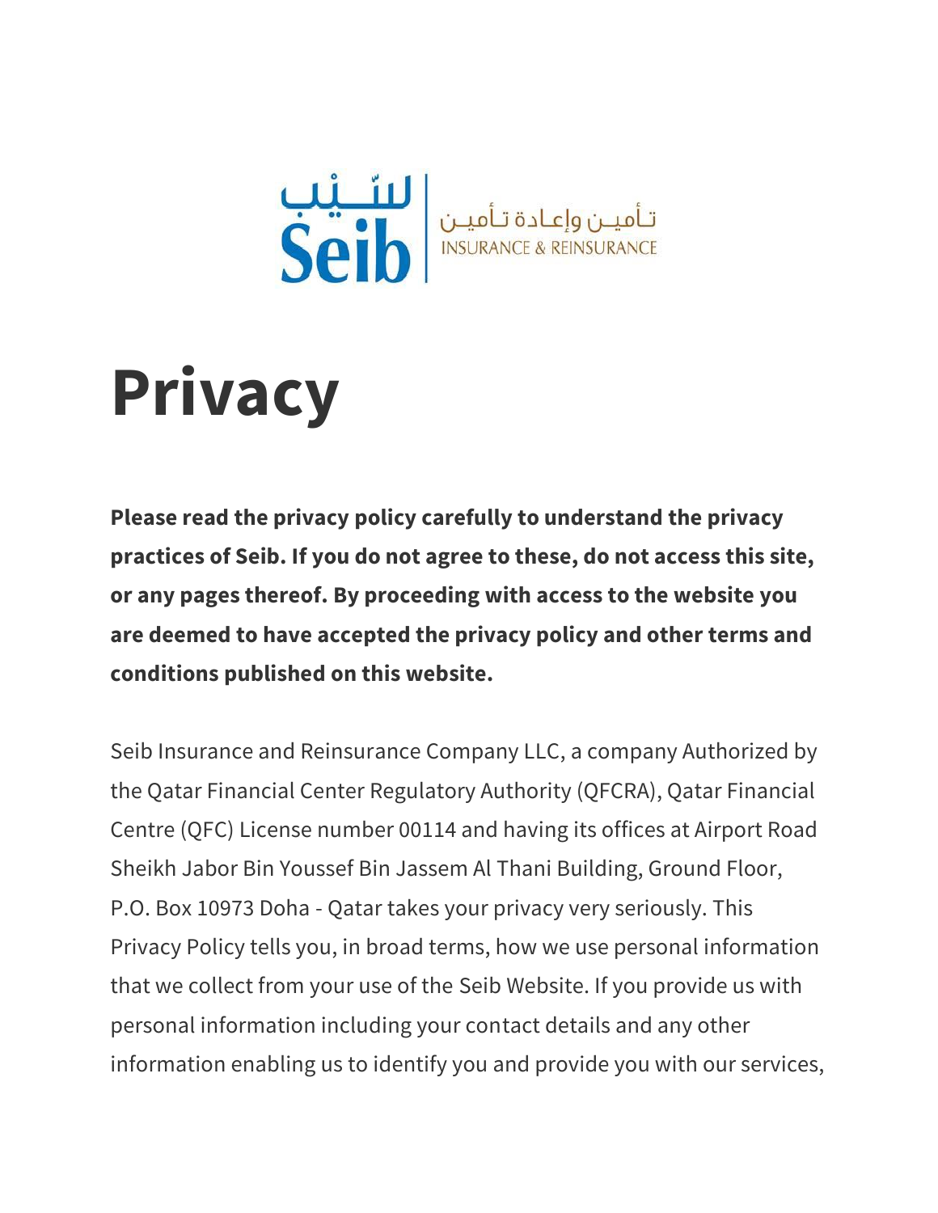السّيْب Seib | تأمين وإعادة تأمين INSURANCE & REINSURANCE

# Privacy

**Please read the privacy policy carefully to understand the privacy practices of Seib. If you do not agree to these, do not access this site, or any pages thereof. By proceeding with access to the website you are deemed to have accepted the privacy policy and other terms and conditions published on this website.**

Seib Insurance and Reinsurance Company LLC, a company Authorized by the Qatar Financial Center Regulatory Authority (QFCRA), Qatar Financial Centre (QFC) License number 00114 and having its offices at Airport Road Sheikh Jabor Bin Youssef Bin Jassem Al Thani Building, Ground Floor, P.O. Box 10973 Doha - Qatar takes your privacy very seriously. This Privacy Policy tells you, in broad terms, how we use personal information that we collect from your use of the Seib Website. If you provide us with personal information including your contact details and any other information enabling us to identify you and provide you with our services,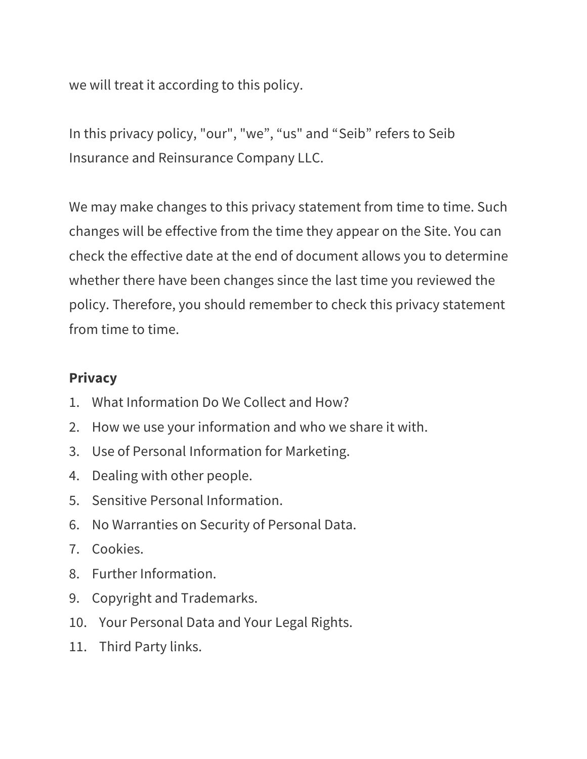we will treat it according to this policy.

In this privacy policy, "our", "we”, “us" and “Seib” refers to Seib Insurance and Reinsurance Company LLC.

We may make changes to this privacy statement from time to time. Such changes will be effective from the time they appear on the Site. You can check the effective date at the end of document allows you to determine whether there have been changes since the last time you reviewed the policy. Therefore, you should remember to check this privacy statement from time to time.

**Privacy**

1. What Information Do We Collect and How?
2. How we use your information and who we share it with.
3. Use of Personal Information for Marketing.
4. Dealing with other people.
5. Sensitive Personal Information.
6. No Warranties on Security of Personal Data.
7. Cookies.
8. Further Information.
9. Copyright and Trademarks.
10. Your Personal Data and Your Legal Rights.
11. Third Party links.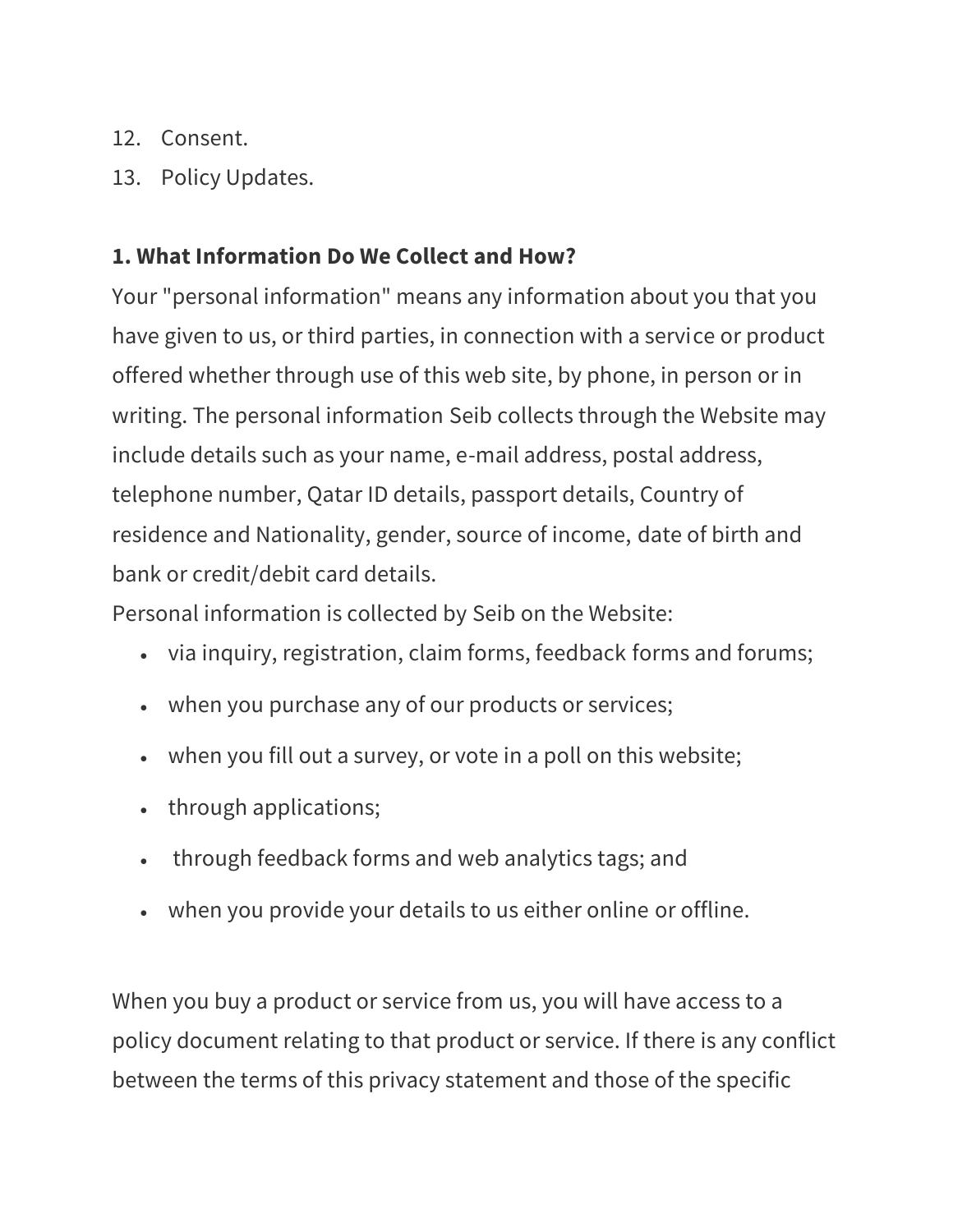12. Consent.
13. Policy Updates.

**1. What Information Do We Collect and How?**

Your "personal information" means any information about you that you have given to us, or third parties, in connection with a service or product offered whether through use of this web site, by phone, in person or in writing. The personal information Seib collects through the Website may include details such as your name, e-mail address, postal address, telephone number, Qatar ID details, passport details, Country of residence and Nationality, gender, source of income, date of birth and bank or credit/debit card details.

Personal information is collected by Seib on the Website:

- via inquiry, registration, claim forms, feedback forms and forums;
- when you purchase any of our products or services;
- when you fill out a survey, or vote in a poll on this website;
- through applications;
- through feedback forms and web analytics tags; and
- when you provide your details to us either online or offline.

When you buy a product or service from us, you will have access to a policy document relating to that product or service. If there is any conflict between the terms of this privacy statement and those of the specific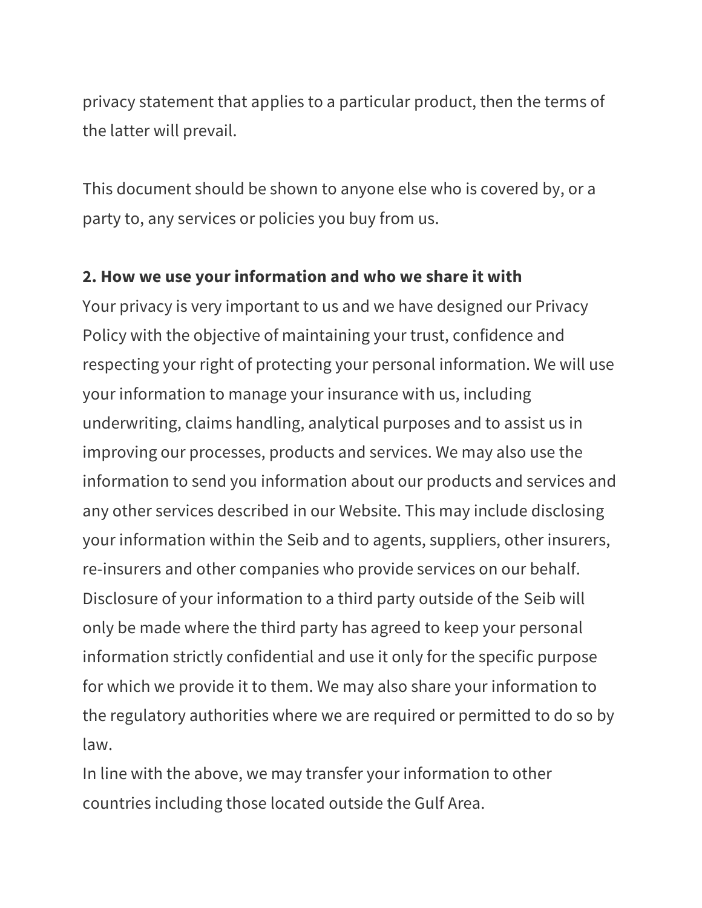privacy statement that applies to a particular product, then the terms of the latter will prevail.

This document should be shown to anyone else who is covered by, or a party to, any services or policies you buy from us.

**2. How we use your information and who we share it with**

Your privacy is very important to us and we have designed our Privacy Policy with the objective of maintaining your trust, confidence and respecting your right of protecting your personal information. We will use your information to manage your insurance with us, including underwriting, claims handling, analytical purposes and to assist us in improving our processes, products and services. We may also use the information to send you information about our products and services and any other services described in our Website. This may include disclosing your information within the Seib and to agents, suppliers, other insurers, re-insurers and other companies who provide services on our behalf. Disclosure of your information to a third party outside of the Seib will only be made where the third party has agreed to keep your personal information strictly confidential and use it only for the specific purpose for which we provide it to them. We may also share your information to the regulatory authorities where we are required or permitted to do so by law.

In line with the above, we may transfer your information to other countries including those located outside the Gulf Area.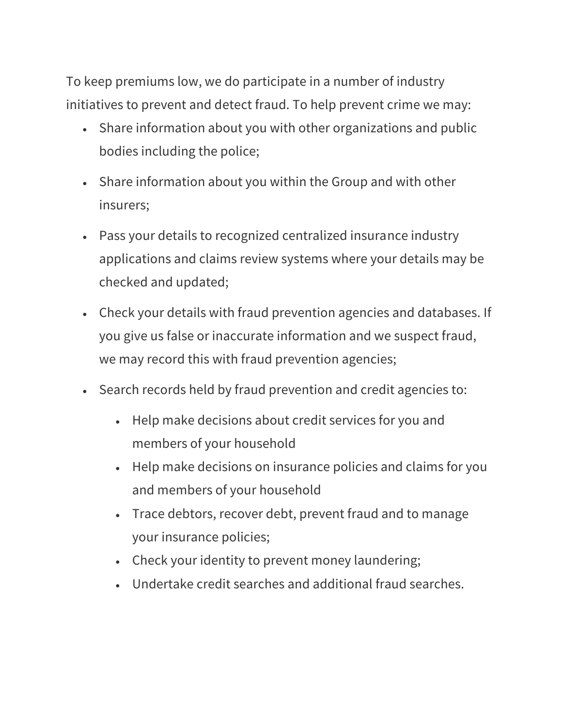To keep premiums low, we do participate in a number of industry initiatives to prevent and detect fraud. To help prevent crime we may:

- Share information about you with other organizations and public bodies including the police;
- Share information about you within the Group and with other insurers;
- Pass your details to recognized centralized insurance industry applications and claims review systems where your details may be checked and updated;
- Check your details with fraud prevention agencies and databases. If you give us false or inaccurate information and we suspect fraud, we may record this with fraud prevention agencies;
- Search records held by fraud prevention and credit agencies to:
    - Help make decisions about credit services for you and members of your household
    - Help make decisions on insurance policies and claims for you and members of your household
    - Trace debtors, recover debt, prevent fraud and to manage your insurance policies;
    - Check your identity to prevent money laundering;
    - Undertake credit searches and additional fraud searches.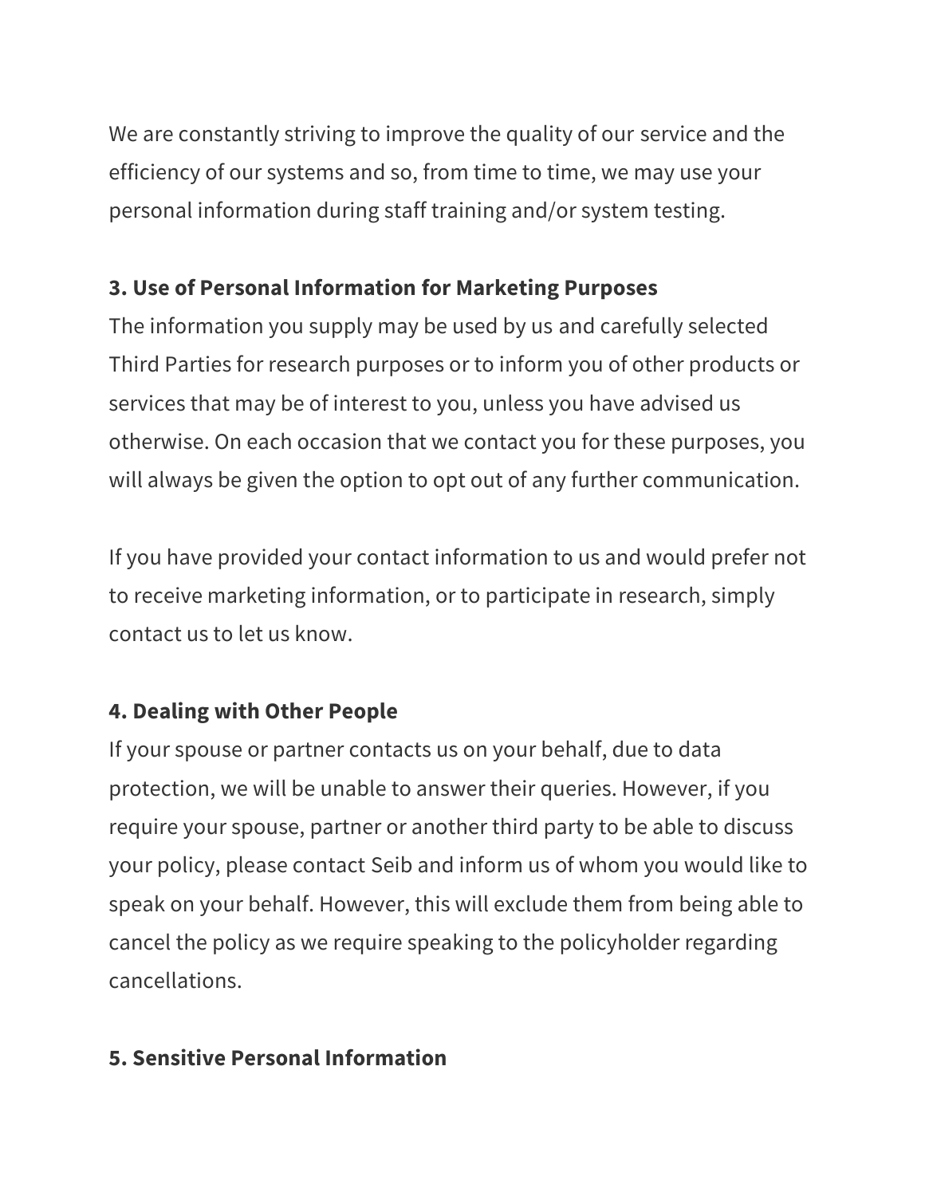We are constantly striving to improve the quality of our service and the efficiency of our systems and so, from time to time, we may use your personal information during staff training and/or system testing.

**3. Use of Personal Information for Marketing Purposes**

The information you supply may be used by us and carefully selected Third Parties for research purposes or to inform you of other products or services that may be of interest to you, unless you have advised us otherwise. On each occasion that we contact you for these purposes, you will always be given the option to opt out of any further communication.

If you have provided your contact information to us and would prefer not to receive marketing information, or to participate in research, simply contact us to let us know.

**4. Dealing with Other People**

If your spouse or partner contacts us on your behalf, due to data protection, we will be unable to answer their queries. However, if you require your spouse, partner or another third party to be able to discuss your policy, please contact Seib and inform us of whom you would like to speak on your behalf. However, this will exclude them from being able to cancel the policy as we require speaking to the policyholder regarding cancellations.

**5. Sensitive Personal Information**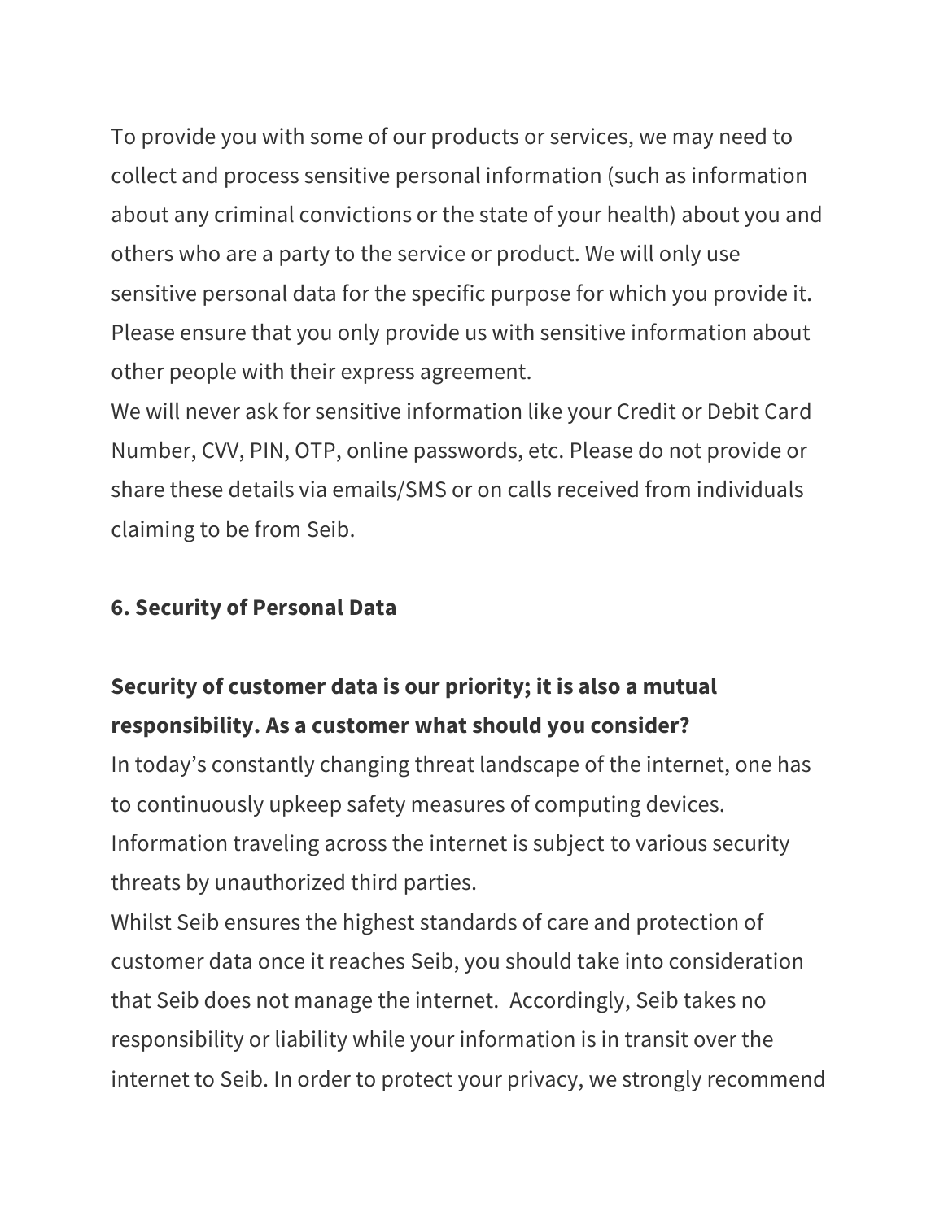To provide you with some of our products or services, we may need to collect and process sensitive personal information (such as information about any criminal convictions or the state of your health) about you and others who are a party to the service or product. We will only use sensitive personal data for the specific purpose for which you provide it. Please ensure that you only provide us with sensitive information about other people with their express agreement.

We will never ask for sensitive information like your Credit or Debit Card Number, CVV, PIN, OTP, online passwords, etc. Please do not provide or share these details via emails/SMS or on calls received from individuals claiming to be from Seib.

## 6. Security of Personal Data

### Security of customer data is our priority; it is also a mutual responsibility. As a customer what should you consider?

In today's constantly changing threat landscape of the internet, one has to continuously upkeep safety measures of computing devices. Information traveling across the internet is subject to various security threats by unauthorized third parties.

Whilst Seib ensures the highest standards of care and protection of customer data once it reaches Seib, you should take into consideration that Seib does not manage the internet. Accordingly, Seib takes no responsibility or liability while your information is in transit over the internet to Seib. In order to protect your privacy, we strongly recommend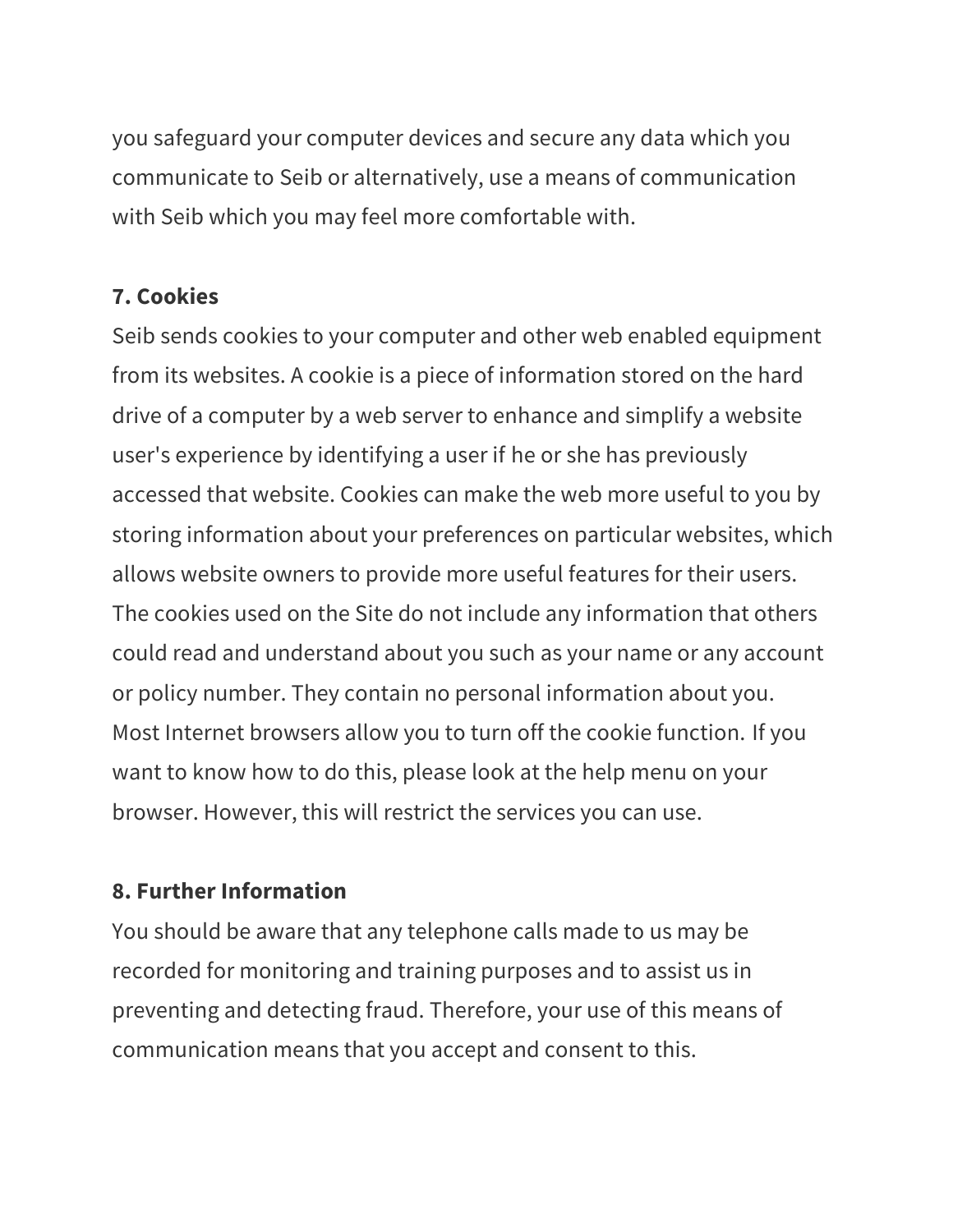you safeguard your computer devices and secure any data which you communicate to Seib or alternatively, use a means of communication with Seib which you may feel more comfortable with.

**7. Cookies**

Seib sends cookies to your computer and other web enabled equipment from its websites. A cookie is a piece of information stored on the hard drive of a computer by a web server to enhance and simplify a website user's experience by identifying a user if he or she has previously accessed that website. Cookies can make the web more useful to you by storing information about your preferences on particular websites, which allows website owners to provide more useful features for their users. The cookies used on the Site do not include any information that others could read and understand about you such as your name or any account or policy number. They contain no personal information about you. Most Internet browsers allow you to turn off the cookie function. If you want to know how to do this, please look at the help menu on your browser. However, this will restrict the services you can use.

**8. Further Information**

You should be aware that any telephone calls made to us may be recorded for monitoring and training purposes and to assist us in preventing and detecting fraud. Therefore, your use of this means of communication means that you accept and consent to this.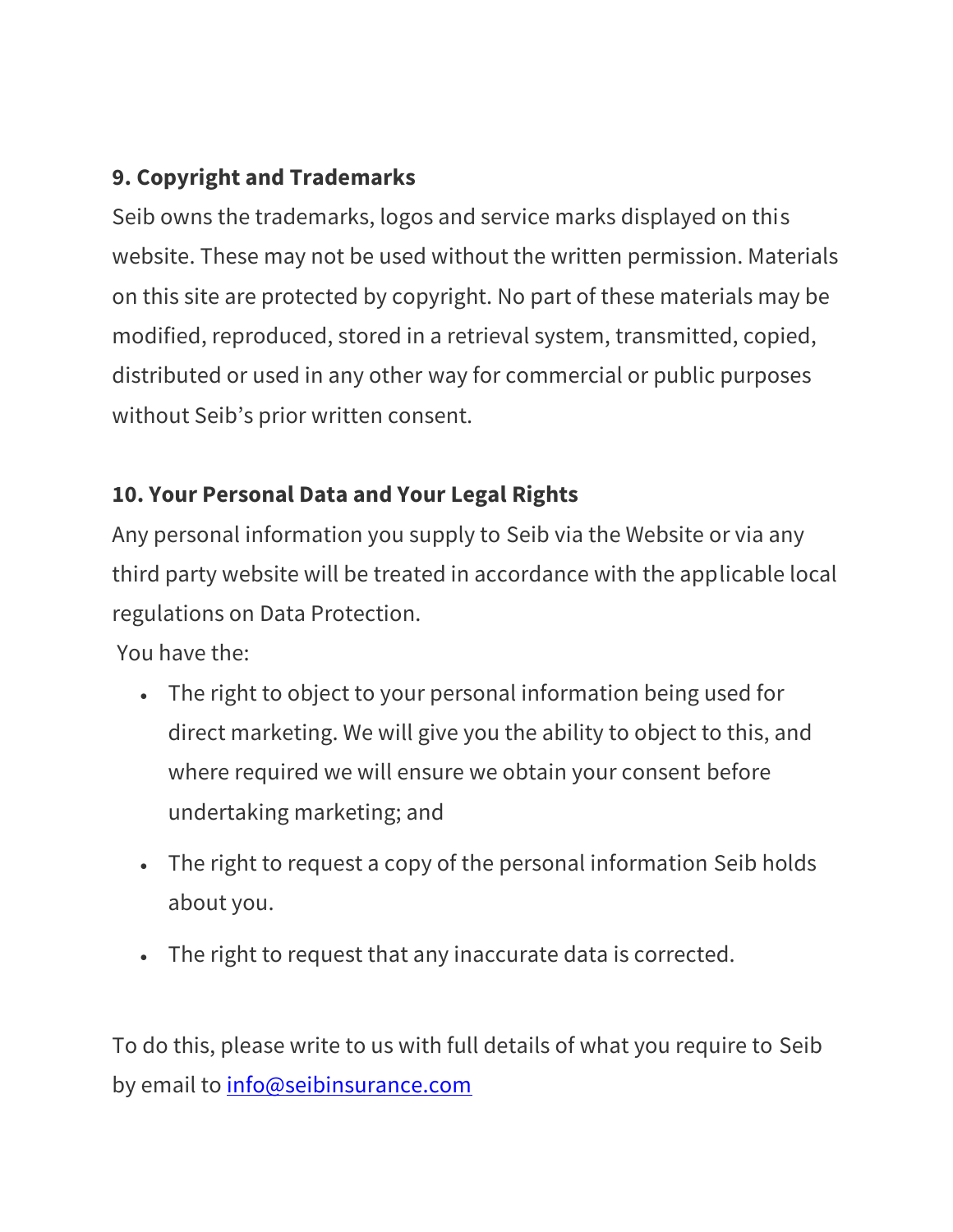**9. Copyright and Trademarks**

Seib owns the trademarks, logos and service marks displayed on this website. These may not be used without the written permission. Materials on this site are protected by copyright. No part of these materials may be modified, reproduced, stored in a retrieval system, transmitted, copied, distributed or used in any other way for commercial or public purposes without Seib's prior written consent.

**10. Your Personal Data and Your Legal Rights**

Any personal information you supply to Seib via the Website or via any third party website will be treated in accordance with the applicable local regulations on Data Protection.

You have the:

- The right to object to your personal information being used for direct marketing. We will give you the ability to object to this, and where required we will ensure we obtain your consent before undertaking marketing; and
- The right to request a copy of the personal information Seib holds about you.
- The right to request that any inaccurate data is corrected.

To do this, please write to us with full details of what you require to Seib by email to info@seibinsurance.com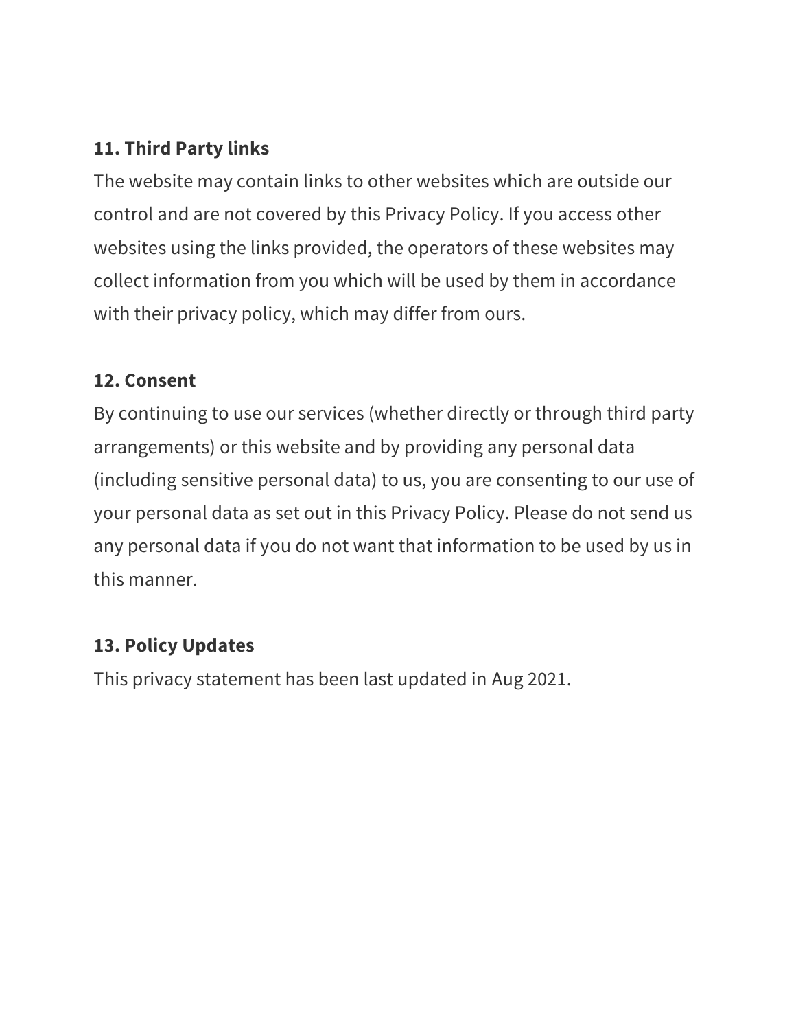**11. Third Party links**

The website may contain links to other websites which are outside our control and are not covered by this Privacy Policy. If you access other websites using the links provided, the operators of these websites may collect information from you which will be used by them in accordance with their privacy policy, which may differ from ours.

**12. Consent**

By continuing to use our services (whether directly or through third party arrangements) or this website and by providing any personal data (including sensitive personal data) to us, you are consenting to our use of your personal data as set out in this Privacy Policy. Please do not send us any personal data if you do not want that information to be used by us in this manner.

**13. Policy Updates**

This privacy statement has been last updated in Aug 2021.